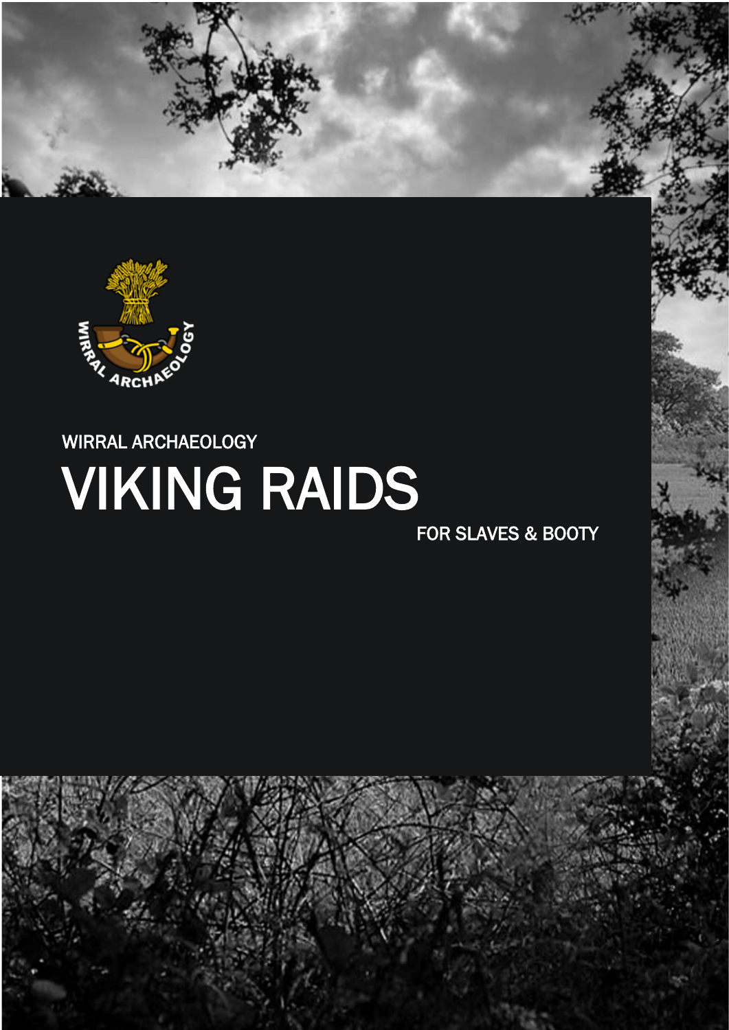WIRRAL ARCHAEOLOGY

# VIKING RAIDS

FOR SLAVES & BOOTY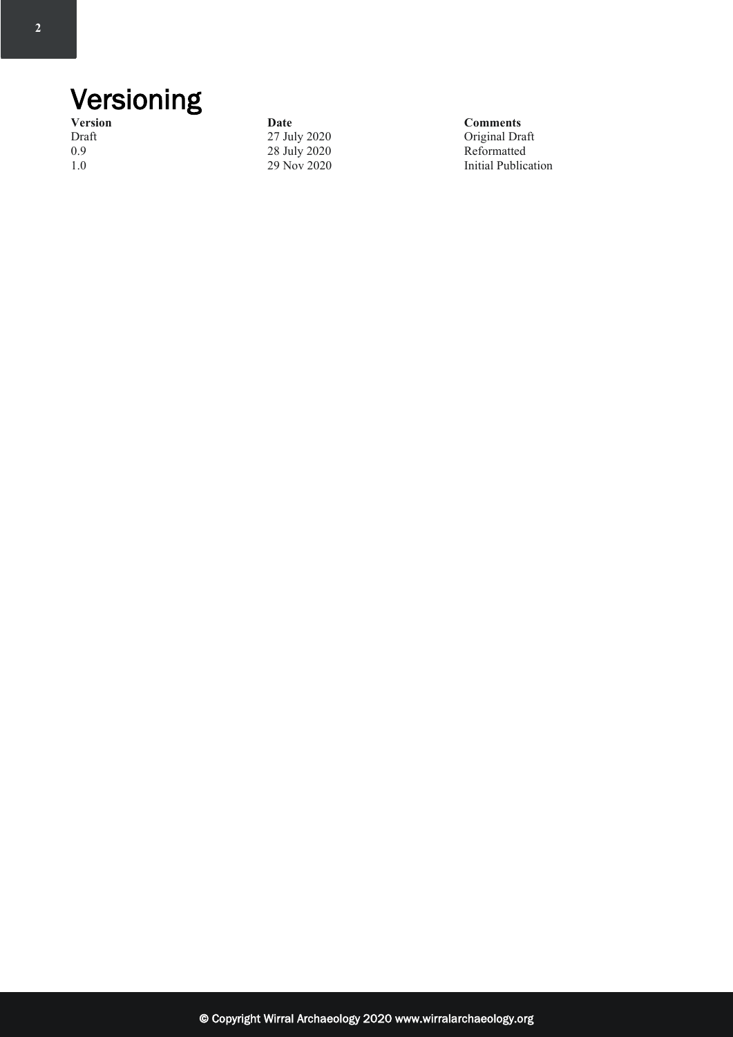# Versioning

| Version | Date | Comments |
| --- | --- | --- |
| Draft | 27 July 2020 | Original Draft |
| 0.9 | 28 July 2020 | Reformatted |
| 1.0 | 29 Nov 2020 | Initial Publication |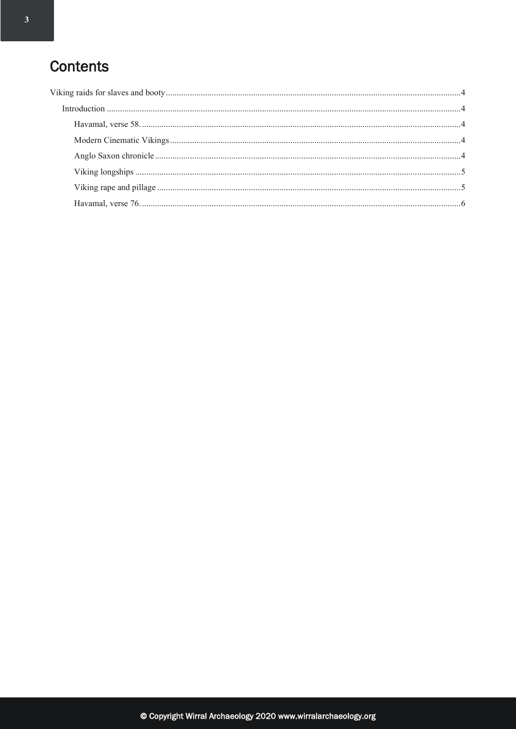# Contents

Viking raids for slaves and booty....................................................................................................4

- Introduction ....................................................................................................4
  - Havamal, verse 58. ....................................................................................................4
  - Modern Cinematic Vikings ....................................................................................................4
  - Anglo Saxon chronicle ....................................................................................................4
  - Viking longships ....................................................................................................5
  - Viking rape and pillage ....................................................................................................5
  - Havamal, verse 76. ....................................................................................................6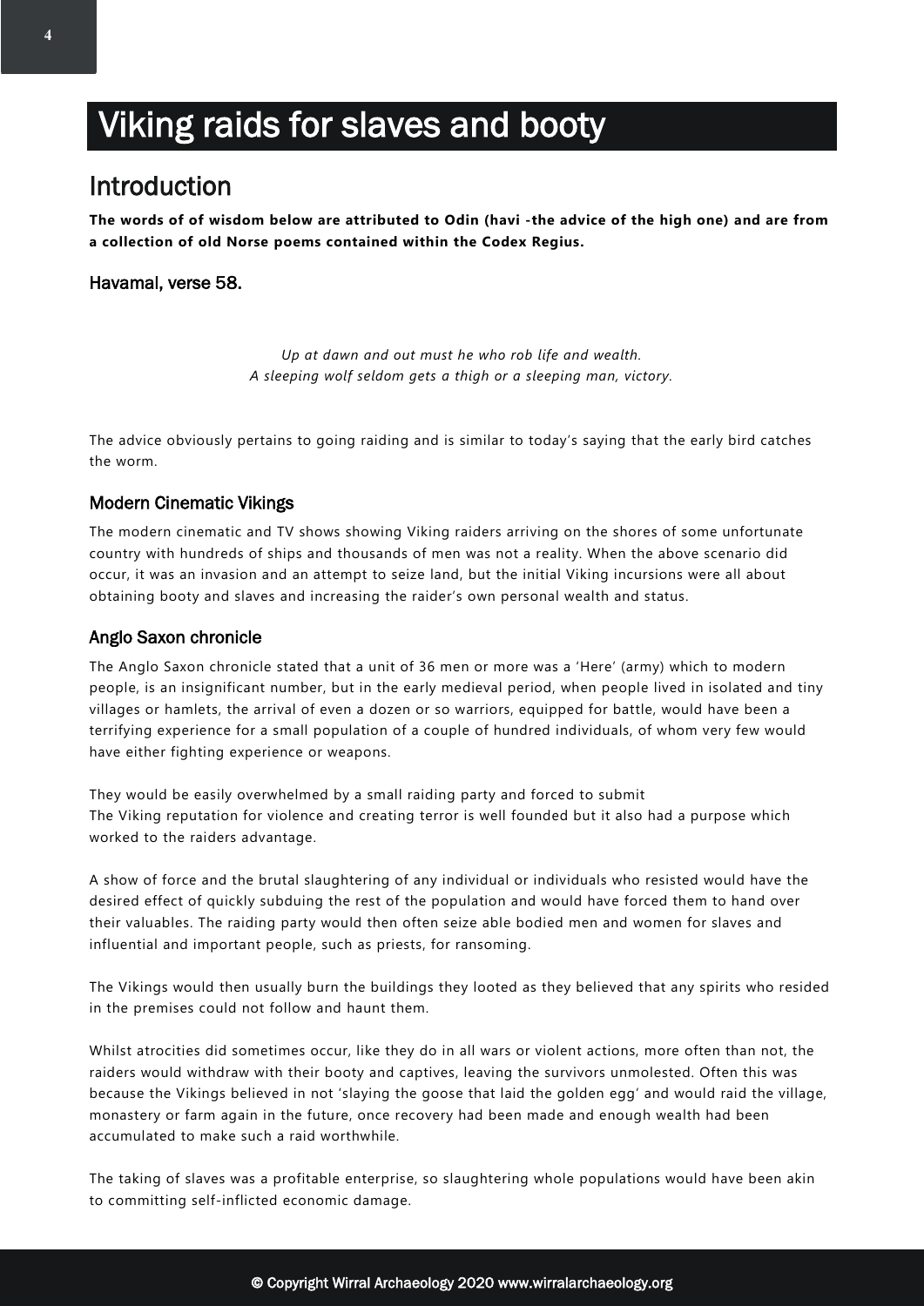# Viking raids for slaves and booty

## Introduction

**The words of of wisdom below are attributed to Odin (havi -the advice of the high one) and are from a collection of old Norse poems contained within the Codex Regius.**

### Havamal, verse 58.

*Up at dawn and out must he who rob life and wealth.*
*A sleeping wolf seldom gets a thigh or a sleeping man, victory.*

The advice obviously pertains to going raiding and is similar to today's saying that the early bird catches the worm.

### Modern Cinematic Vikings

The modern cinematic and TV shows showing Viking raiders arriving on the shores of some unfortunate country with hundreds of ships and thousands of men was not a reality. When the above scenario did occur, it was an invasion and an attempt to seize land, but the initial Viking incursions were all about obtaining booty and slaves and increasing the raider's own personal wealth and status.

### Anglo Saxon chronicle

The Anglo Saxon chronicle stated that a unit of 36 men or more was a 'Here' (army) which to modern people, is an insignificant number, but in the early medieval period, when people lived in isolated and tiny villages or hamlets, the arrival of even a dozen or so warriors, equipped for battle, would have been a terrifying experience for a small population of a couple of hundred individuals, of whom very few would have either fighting experience or weapons.

They would be easily overwhelmed by a small raiding party and forced to submit
The Viking reputation for violence and creating terror is well founded but it also had a purpose which worked to the raiders advantage.

A show of force and the brutal slaughtering of any individual or individuals who resisted would have the desired effect of quickly subduing the rest of the population and would have forced them to hand over their valuables. The raiding party would then often seize able bodied men and women for slaves and influential and important people, such as priests, for ransoming.

The Vikings would then usually burn the buildings they looted as they believed that any spirits who resided in the premises could not follow and haunt them.

Whilst atrocities did sometimes occur, like they do in all wars or violent actions, more often than not, the raiders would withdraw with their booty and captives, leaving the survivors unmolested. Often this was because the Vikings believed in not 'slaying the goose that laid the golden egg' and would raid the village, monastery or farm again in the future, once recovery had been made and enough wealth had been accumulated to make such a raid worthwhile.

The taking of slaves was a profitable enterprise, so slaughtering whole populations would have been akin to committing self-inflicted economic damage.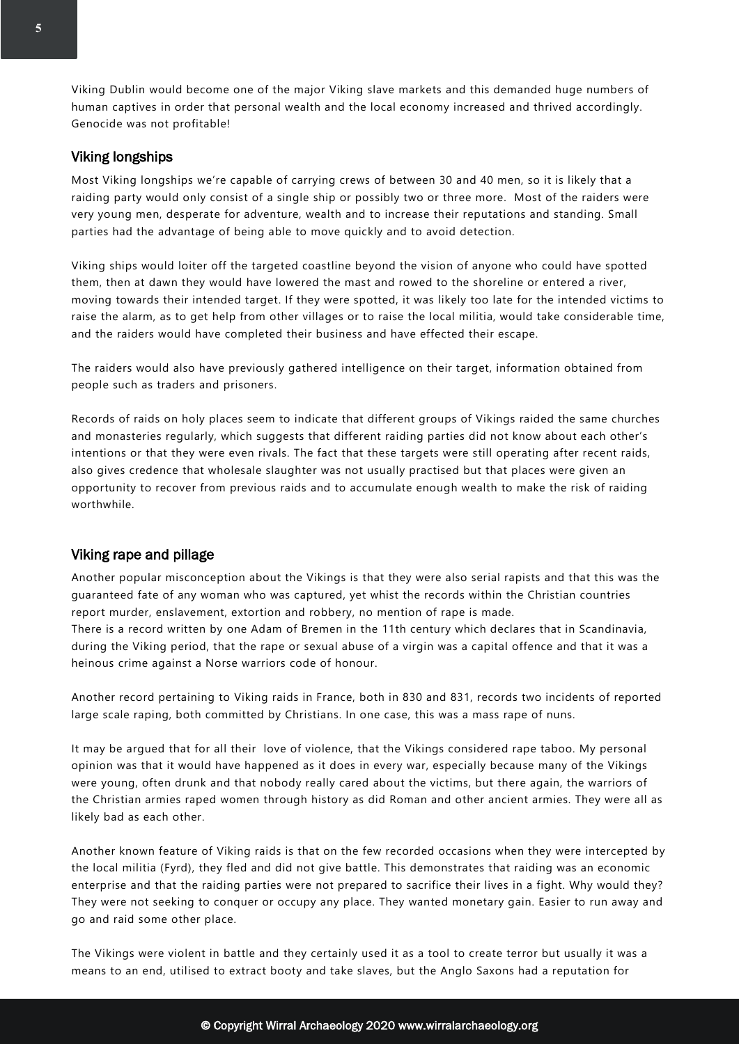Viking Dublin would become one of the major Viking slave markets and this demanded huge numbers of human captives in order that personal wealth and the local economy increased and thrived accordingly. Genocide was not profitable!

## Viking longships

Most Viking longships we're capable of carrying crews of between 30 and 40 men, so it is likely that a raiding party would only consist of a single ship or possibly two or three more. Most of the raiders were very young men, desperate for adventure, wealth and to increase their reputations and standing. Small parties had the advantage of being able to move quickly and to avoid detection.

Viking ships would loiter off the targeted coastline beyond the vision of anyone who could have spotted them, then at dawn they would have lowered the mast and rowed to the shoreline or entered a river, moving towards their intended target. If they were spotted, it was likely too late for the intended victims to raise the alarm, as to get help from other villages or to raise the local militia, would take considerable time, and the raiders would have completed their business and have effected their escape.

The raiders would also have previously gathered intelligence on their target, information obtained from people such as traders and prisoners.

Records of raids on holy places seem to indicate that different groups of Vikings raided the same churches and monasteries regularly, which suggests that different raiding parties did not know about each other's intentions or that they were even rivals. The fact that these targets were still operating after recent raids, also gives credence that wholesale slaughter was not usually practised but that places were given an opportunity to recover from previous raids and to accumulate enough wealth to make the risk of raiding worthwhile.

## Viking rape and pillage

Another popular misconception about the Vikings is that they were also serial rapists and that this was the guaranteed fate of any woman who was captured, yet whist the records within the Christian countries report murder, enslavement, extortion and robbery, no mention of rape is made.
There is a record written by one Adam of Bremen in the 11th century which declares that in Scandinavia, during the Viking period, that the rape or sexual abuse of a virgin was a capital offence and that it was a heinous crime against a Norse warriors code of honour.

Another record pertaining to Viking raids in France, both in 830 and 831, records two incidents of reported large scale raping, both committed by Christians. In one case, this was a mass rape of nuns.

It may be argued that for all their love of violence, that the Vikings considered rape taboo. My personal opinion was that it would have happened as it does in every war, especially because many of the Vikings were young, often drunk and that nobody really cared about the victims, but there again, the warriors of the Christian armies raped women through history as did Roman and other ancient armies. They were all as likely bad as each other.

Another known feature of Viking raids is that on the few recorded occasions when they were intercepted by the local militia (Fyrd), they fled and did not give battle. This demonstrates that raiding was an economic enterprise and that the raiding parties were not prepared to sacrifice their lives in a fight. Why would they? They were not seeking to conquer or occupy any place. They wanted monetary gain. Easier to run away and go and raid some other place.

The Vikings were violent in battle and they certainly used it as a tool to create terror but usually it was a means to an end, utilised to extract booty and take slaves, but the Anglo Saxons had a reputation for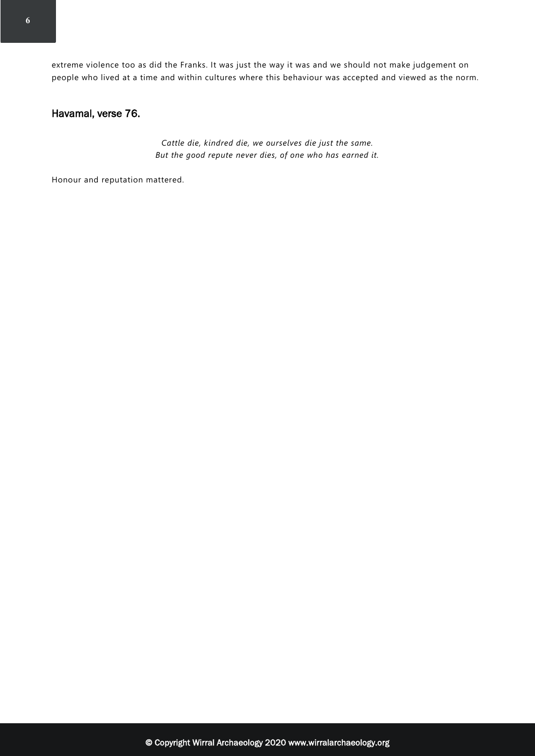extreme violence too as did the Franks. It was just the way it was and we should not make judgement on people who lived at a time and within cultures where this behaviour was accepted and viewed as the norm.

## Havamal, verse 76.

*Cattle die, kindred die, we ourselves die just the same.*
*But the good repute never dies, of one who has earned it.*

Honour and reputation mattered.